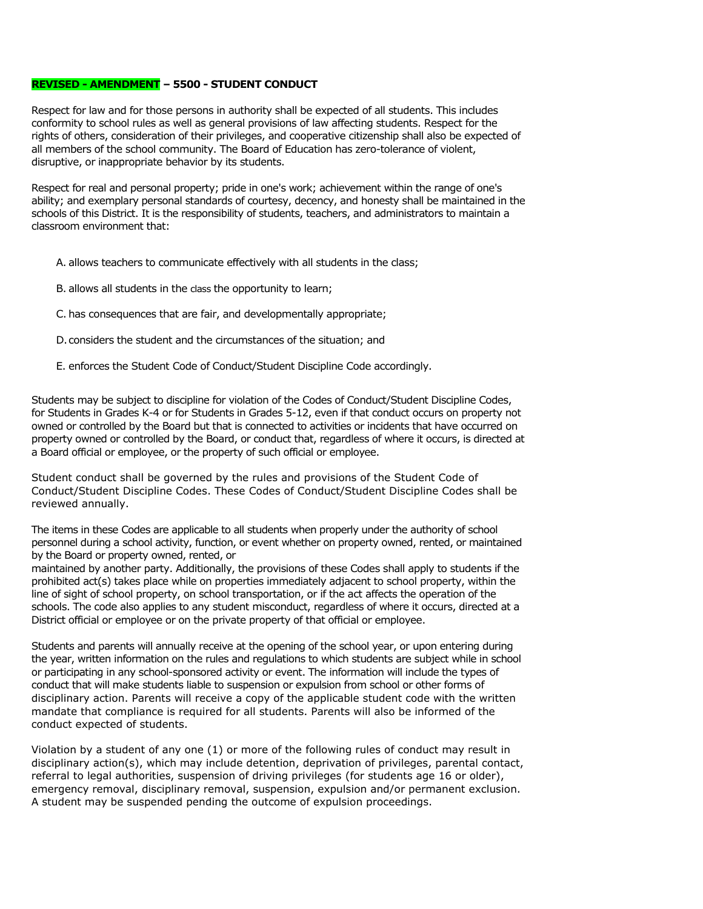## **REVISED - AMENDMENT – 5500 - STUDENT CONDUCT**

Respect for law and for those persons in authority shall be expected of all students. This includes conformity to school rules as well as general provisions of law affecting students. Respect for the rights of others, consideration of their privileges, and cooperative citizenship shall also be expected of all members of the school community. The Board of Education has zero-tolerance of violent, disruptive, or inappropriate behavior by its students.

Respect for real and personal property; pride in one's work; achievement within the range of one's ability; and exemplary personal standards of courtesy, decency, and honesty shall be maintained in the schools of this District. It is the responsibility of students, teachers, and administrators to maintain a classroom environment that:

A. allows teachers to communicate effectively with all students in the class;

B. allows all students in the class the opportunity to learn;

C. has consequences that are fair, and developmentally appropriate;

D. considers the student and the circumstances of the situation; and

E. enforces the Student Code of Conduct/Student Discipline Code accordingly.

Students may be subject to discipline for violation of the Codes of Conduct/Student Discipline Codes, for Students in Grades K-4 or for Students in Grades 5-12, even if that conduct occurs on property not owned or controlled by the Board but that is connected to activities or incidents that have occurred on property owned or controlled by the Board, or conduct that, regardless of where it occurs, is directed at a Board official or employee, or the property of such official or employee.

Student conduct shall be governed by the rules and provisions of the Student Code of Conduct/Student Discipline Codes. These Codes of Conduct/Student Discipline Codes shall be reviewed annually.

The items in these Codes are applicable to all students when properly under the authority of school personnel during a school activity, function, or event whether on property owned, rented, or maintained by the Board or property owned, rented, or maintained by another party. Additionally, the provisions of these Codes shall apply to students if the prohibited act(s) takes place while on properties immediately adjacent to school property, within the line of sight of school property, on school transportation, or if the act affects the operation of the schools. The code also applies to any student misconduct, regardless of where it occurs, directed at a District official or employee or on the private property of that official or employee.

Students and parents will annually receive at the opening of the school year, or upon entering during the year, written information on the rules and regulations to which students are subject while in school or participating in any school-sponsored activity or event. The information will include the types of conduct that will make students liable to suspension or expulsion from school or other forms of disciplinary action. Parents will receive a copy of the applicable student code with the written mandate that compliance is required for all students. Parents will also be informed of the conduct expected of students.

Violation by a student of any one (1) or more of the following rules of conduct may result in disciplinary action(s), which may include detention, deprivation of privileges, parental contact, referral to legal authorities, suspension of driving privileges (for students age 16 or older), emergency removal, disciplinary removal, suspension, expulsion and/or permanent exclusion. A student may be suspended pending the outcome of expulsion proceedings.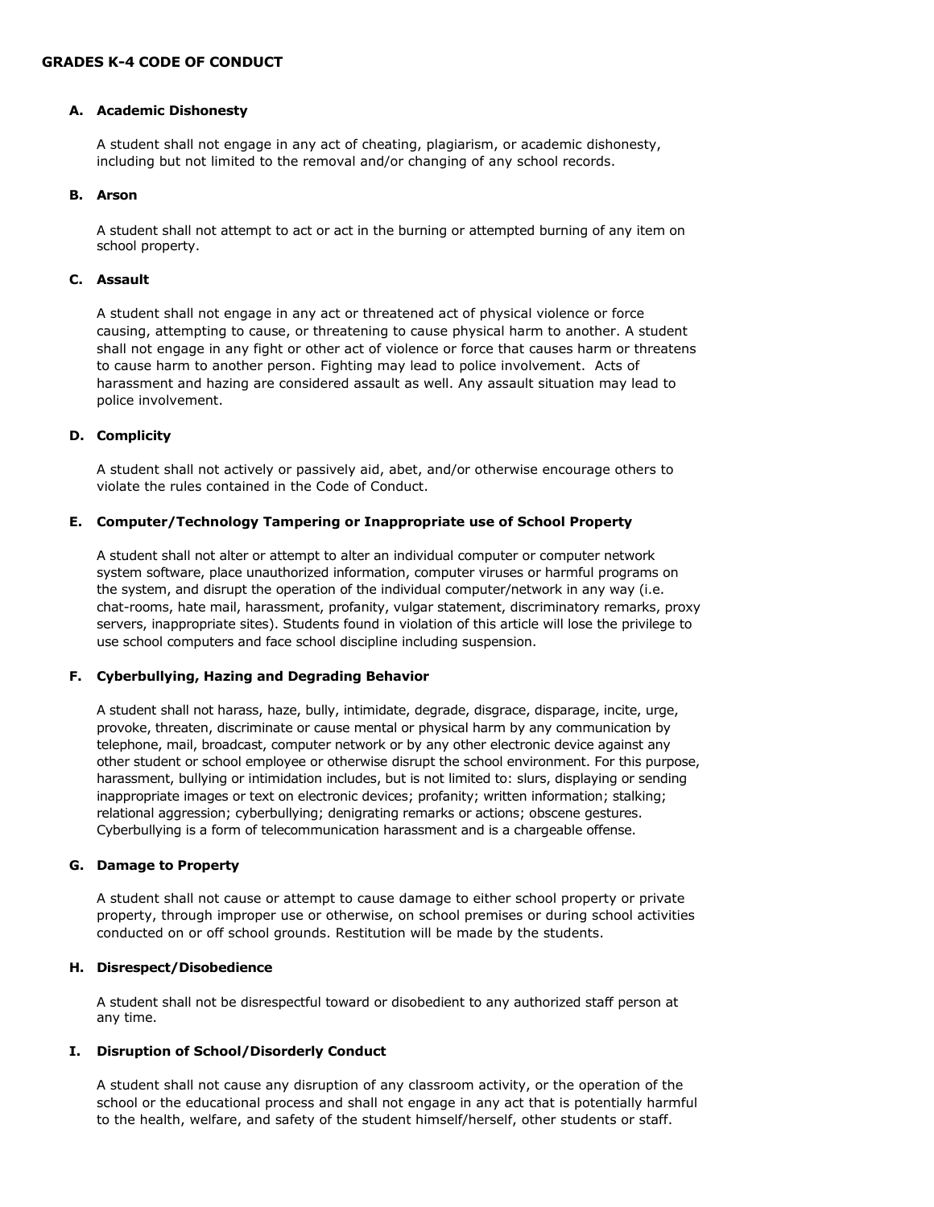# GRADES K-4 CODE OF CONDUCT

## A. Academic Dishonesty

A student shall not engage in any act of cheating, plagiarism, or academic dishonesty, including but not limited to the removal and/or changing of any school records.

## B. Arson

A student shall not attempt to act or act in the burning or attempted burning of any item on school property.

## C. Assault

A student shall not engage in any act or threatened act of physical violence or force causing, attempting to cause, or threatening to cause physical harm to another. A student shall not engage in any fight or other act of violence or force that causes harm or threatens to cause harm to another person. Fighting may lead to police involvement. Acts of harassment and hazing are considered assault as well. Any assault situation may lead to police involvement.

## D. Complicity

A student shall not actively or passively aid, abet, and/or otherwise encourage others to violate the rules contained in the Code of Conduct.

## E. Computer/Technology Tampering or Inappropriate use of School Property

A student shall not alter or attempt to alter an individual computer or computer network system software, place unauthorized information, computer viruses or harmful programs on the system, and disrupt the operation of the individual computer/network in any way (i.e. chat-rooms, hate mail, harassment, profanity, vulgar statement, discriminatory remarks, proxy servers, inappropriate sites). Students found in violation of this article will lose the privilege to use school computers and face school discipline including suspension.

## F. Cyberbullying, Hazing and Degrading Behavior

A student shall not harass, haze, bully, intimidate, degrade, disgrace, disparage, incite, urge, provoke, threaten, discriminate or cause mental or physical harm by any communication by telephone, mail, broadcast, computer network or by any other electronic device against any other student or school employee or otherwise disrupt the school environment. For this purpose, harassment, bullying or intimidation includes, but is not limited to: slurs, displaying or sending inappropriate images or text on electronic devices; profanity; written information; stalking; relational aggression; cyberbullying; denigrating remarks or actions; obscene gestures. Cyberbullying is a form of telecommunication harassment and is a chargeable offense.

## G. Damage to Property

A student shall not cause or attempt to cause damage to either school property or private property, through improper use or otherwise, on school premises or during school activities conducted on or off school grounds. Restitution will be made by the students.

## H. Disrespect/Disobedience

A student shall not be disrespectful toward or disobedient to any authorized staff person at any time.

## I. Disruption of School/Disorderly Conduct

A student shall not cause any disruption of any classroom activity, or the operation of the school or the educational process and shall not engage in any act that is potentially harmful to the health, welfare, and safety of the student himself/herself, other students or staff.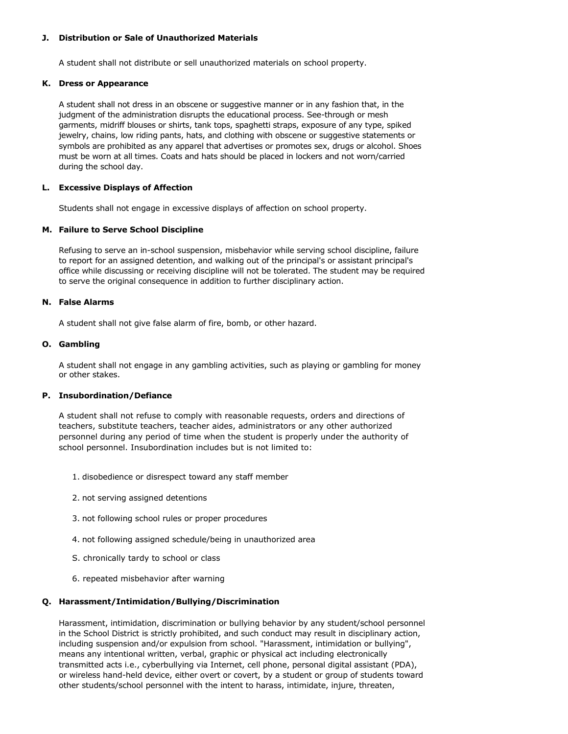### J. Distribution or Sale of Unauthorized Materials

A student shall not distribute or sell unauthorized materials on school property.

### K. Dress or Appearance

A student shall not dress in an obscene or suggestive manner or in any fashion that, in the judgment of the administration disrupts the educational process. See-through or mesh garments, midriff blouses or shirts, tank tops, spaghetti straps, exposure of any type, spiked jewelry, chains, low riding pants, hats, and clothing with obscene or suggestive statements or symbols are prohibited as any apparel that advertises or promotes sex, drugs or alcohol. Shoes must be worn at all times. Coats and hats should be placed in lockers and not worn/carried during the school day.

### L. Excessive Displays of Affection

Students shall not engage in excessive displays of affection on school property.

### M. Failure to Serve School Discipline

Refusing to serve an in-school suspension, misbehavior while serving school discipline, failure to report for an assigned detention, and walking out of the principal's or assistant principal's office while discussing or receiving discipline will not be tolerated. The student may be required to serve the original consequence in addition to further disciplinary action.

### N. False Alarms

A student shall not give false alarm of fire, bomb, or other hazard.

### O. Gambling

A student shall not engage in any gambling activities, such as playing or gambling for money or other stakes.

### P. Insubordination/Defiance

A student shall not refuse to comply with reasonable requests, orders and directions of teachers, substitute teachers, teacher aides, administrators or any other authorized personnel during any period of time when the student is properly under the authority of school personnel. Insubordination includes but is not limited to:

1. disobedience or disrespect toward any staff member
2. not serving assigned detentions
3. not following school rules or proper procedures
4. not following assigned schedule/being in unauthorized area

S. chronically tardy to school or class

6. repeated misbehavior after warning

### Q. Harassment/Intimidation/Bullying/Discrimination

Harassment, intimidation, discrimination or bullying behavior by any student/school personnel in the School District is strictly prohibited, and such conduct may result in disciplinary action, including suspension and/or expulsion from school. "Harassment, intimidation or bullying", means any intentional written, verbal, graphic or physical act including electronically transmitted acts i.e., cyberbullying via Internet, cell phone, personal digital assistant (PDA), or wireless hand-held device, either overt or covert, by a student or group of students toward other students/school personnel with the intent to harass, intimidate, injure, threaten,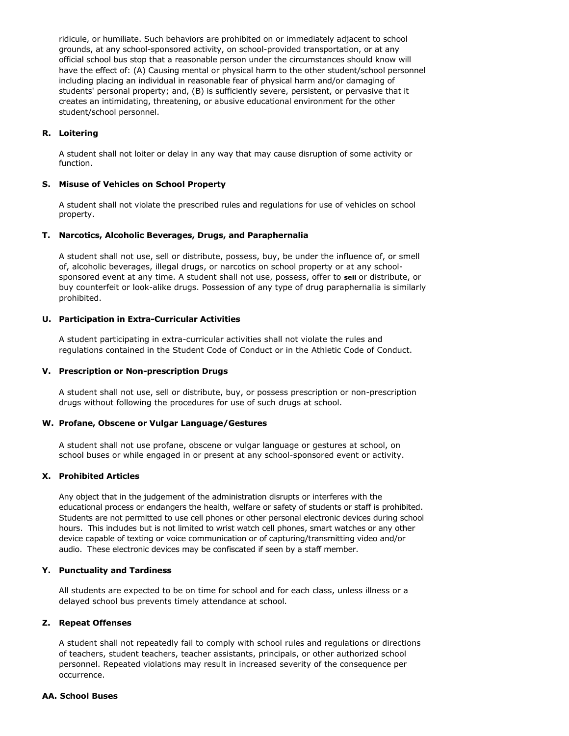ridicule, or humiliate. Such behaviors are prohibited on or immediately adjacent to school grounds, at any school-sponsored activity, on school-provided transportation, or at any official school bus stop that a reasonable person under the circumstances should know will have the effect of: (A) Causing mental or physical harm to the other student/school personnel including placing an individual in reasonable fear of physical harm and/or damaging of students' personal property; and, (B) is sufficiently severe, persistent, or pervasive that it creates an intimidating, threatening, or abusive educational environment for the other student/school personnel.

### R. Loitering

A student shall not loiter or delay in any way that may cause disruption of some activity or function.

### S. Misuse of Vehicles on School Property

A student shall not violate the prescribed rules and regulations for use of vehicles on school property.

### T. Narcotics, Alcoholic Beverages, Drugs, and Paraphernalia

A student shall not use, sell or distribute, possess, buy, be under the influence of, or smell of, alcoholic beverages, illegal drugs, or narcotics on school property or at any school-sponsored event at any time. A student shall not use, possess, offer to **sell** or distribute, or buy counterfeit or look-alike drugs. Possession of any type of drug paraphernalia is similarly prohibited.

### U. Participation in Extra-Curricular Activities

A student participating in extra-curricular activities shall not violate the rules and regulations contained in the Student Code of Conduct or in the Athletic Code of Conduct.

### V. Prescription or Non-prescription Drugs

A student shall not use, sell or distribute, buy, or possess prescription or non-prescription drugs without following the procedures for use of such drugs at school.

### W. Profane, Obscene or Vulgar Language/Gestures

A student shall not use profane, obscene or vulgar language or gestures at school, on school buses or while engaged in or present at any school-sponsored event or activity.

### X. Prohibited Articles

Any object that in the judgement of the administration disrupts or interferes with the educational process or endangers the health, welfare or safety of students or staff is prohibited. Students are not permitted to use cell phones or other personal electronic devices during school hours. This includes but is not limited to wrist watch cell phones, smart watches or any other device capable of texting or voice communication or of capturing/transmitting video and/or audio. These electronic devices may be confiscated if seen by a staff member.

### Y. Punctuality and Tardiness

All students are expected to be on time for school and for each class, unless illness or a delayed school bus prevents timely attendance at school.

### Z. Repeat Offenses

A student shall not repeatedly fail to comply with school rules and regulations or directions of teachers, student teachers, teacher assistants, principals, or other authorized school personnel. Repeated violations may result in increased severity of the consequence per occurrence.

### AA. School Buses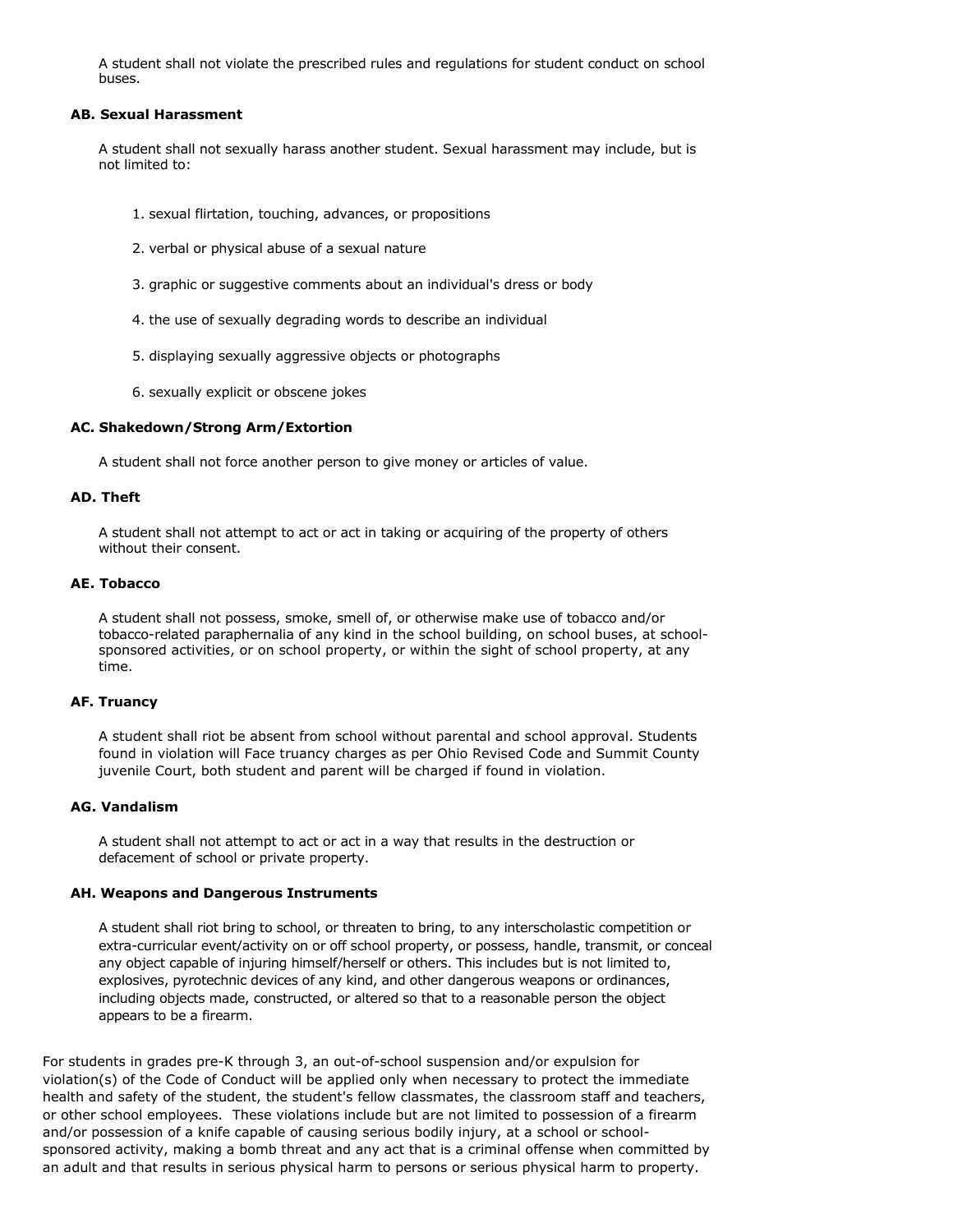A student shall not violate the prescribed rules and regulations for student conduct on school buses.

### AB. Sexual Harassment

A student shall not sexually harass another student. Sexual harassment may include, but is not limited to:

1. sexual flirtation, touching, advances, or propositions
2. verbal or physical abuse of a sexual nature
3. graphic or suggestive comments about an individual's dress or body
4. the use of sexually degrading words to describe an individual
5. displaying sexually aggressive objects or photographs
6. sexually explicit or obscene jokes

### AC. Shakedown/Strong Arm/Extortion

A student shall not force another person to give money or articles of value.

### AD. Theft

A student shall not attempt to act or act in taking or acquiring of the property of others without their consent.

### AE. Tobacco

A student shall not possess, smoke, smell of, or otherwise make use of tobacco and/or tobacco-related paraphernalia of any kind in the school building, on school buses, at school-sponsored activities, or on school property, or within the sight of school property, at any time.

### AF. Truancy

A student shall riot be absent from school without parental and school approval. Students found in violation will Face truancy charges as per Ohio Revised Code and Summit County juvenile Court, both student and parent will be charged if found in violation.

### AG. Vandalism

A student shall not attempt to act or act in a way that results in the destruction or defacement of school or private property.

### AH. Weapons and Dangerous Instruments

A student shall riot bring to school, or threaten to bring, to any interscholastic competition or extra-curricular event/activity on or off school property, or possess, handle, transmit, or conceal any object capable of injuring himself/herself or others. This includes but is not limited to, explosives, pyrotechnic devices of any kind, and other dangerous weapons or ordinances, including objects made, constructed, or altered so that to a reasonable person the object appears to be a firearm.

For students in grades pre-K through 3, an out-of-school suspension and/or expulsion for violation(s) of the Code of Conduct will be applied only when necessary to protect the immediate health and safety of the student, the student's fellow classmates, the classroom staff and teachers, or other school employees. These violations include but are not limited to possession of a firearm and/or possession of a knife capable of causing serious bodily injury, at a school or school-sponsored activity, making a bomb threat and any act that is a criminal offense when committed by an adult and that results in serious physical harm to persons or serious physical harm to property.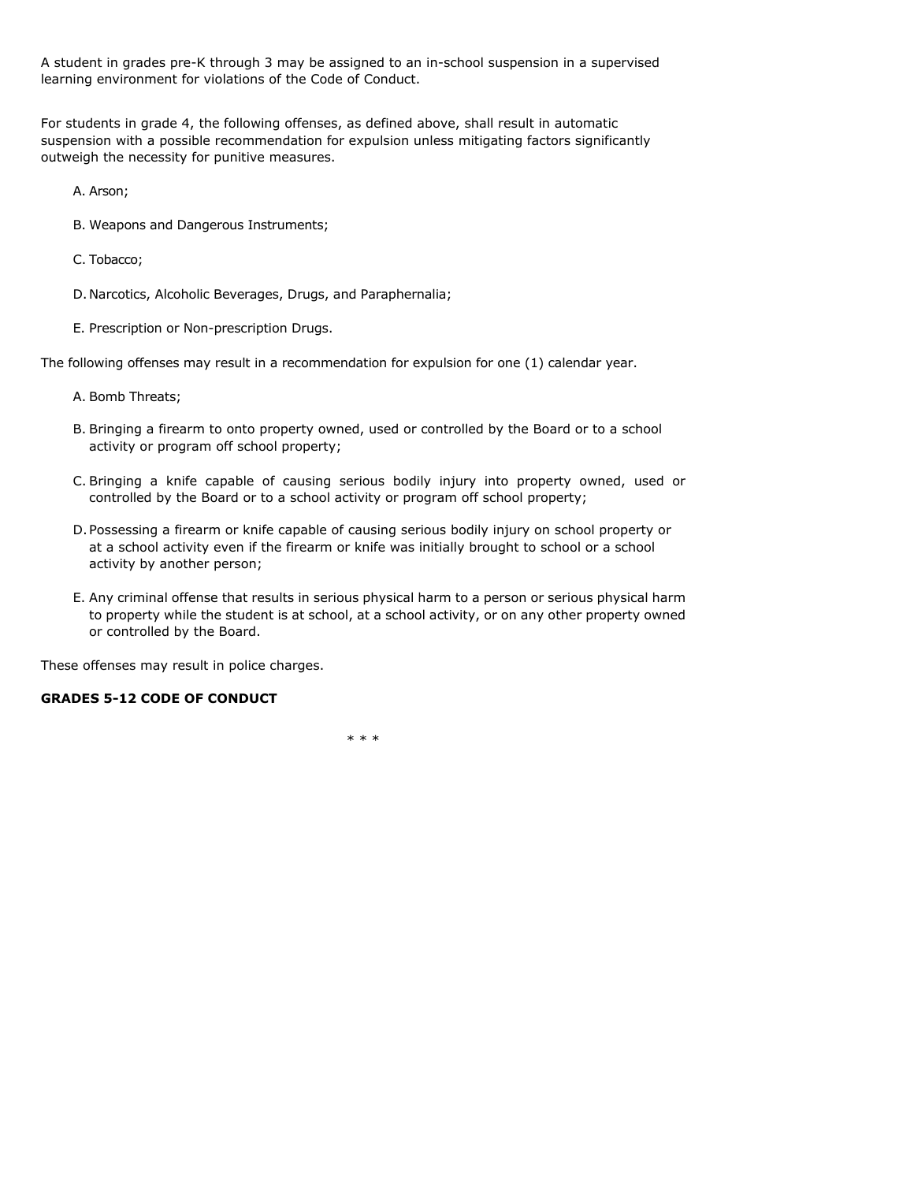A student in grades pre-K through 3 may be assigned to an in-school suspension in a supervised learning environment for violations of the Code of Conduct.

For students in grade 4, the following offenses, as defined above, shall result in automatic suspension with a possible recommendation for expulsion unless mitigating factors significantly outweigh the necessity for punitive measures.

A. Arson;

B. Weapons and Dangerous Instruments;

C. Tobacco;

D. Narcotics, Alcoholic Beverages, Drugs, and Paraphernalia;

E. Prescription or Non-prescription Drugs.

The following offenses may result in a recommendation for expulsion for one (1) calendar year.

A. Bomb Threats;

B. Bringing a firearm to onto property owned, used or controlled by the Board or to a school activity or program off school property;

C. Bringing a knife capable of causing serious bodily injury into property owned, used or controlled by the Board or to a school activity or program off school property;

D. Possessing a firearm or knife capable of causing serious bodily injury on school property or at a school activity even if the firearm or knife was initially brought to school or a school activity by another person;

E. Any criminal offense that results in serious physical harm to a person or serious physical harm to property while the student is at school, at a school activity, or on any other property owned or controlled by the Board.

These offenses may result in police charges.

**GRADES 5-12 CODE OF CONDUCT**

* * *